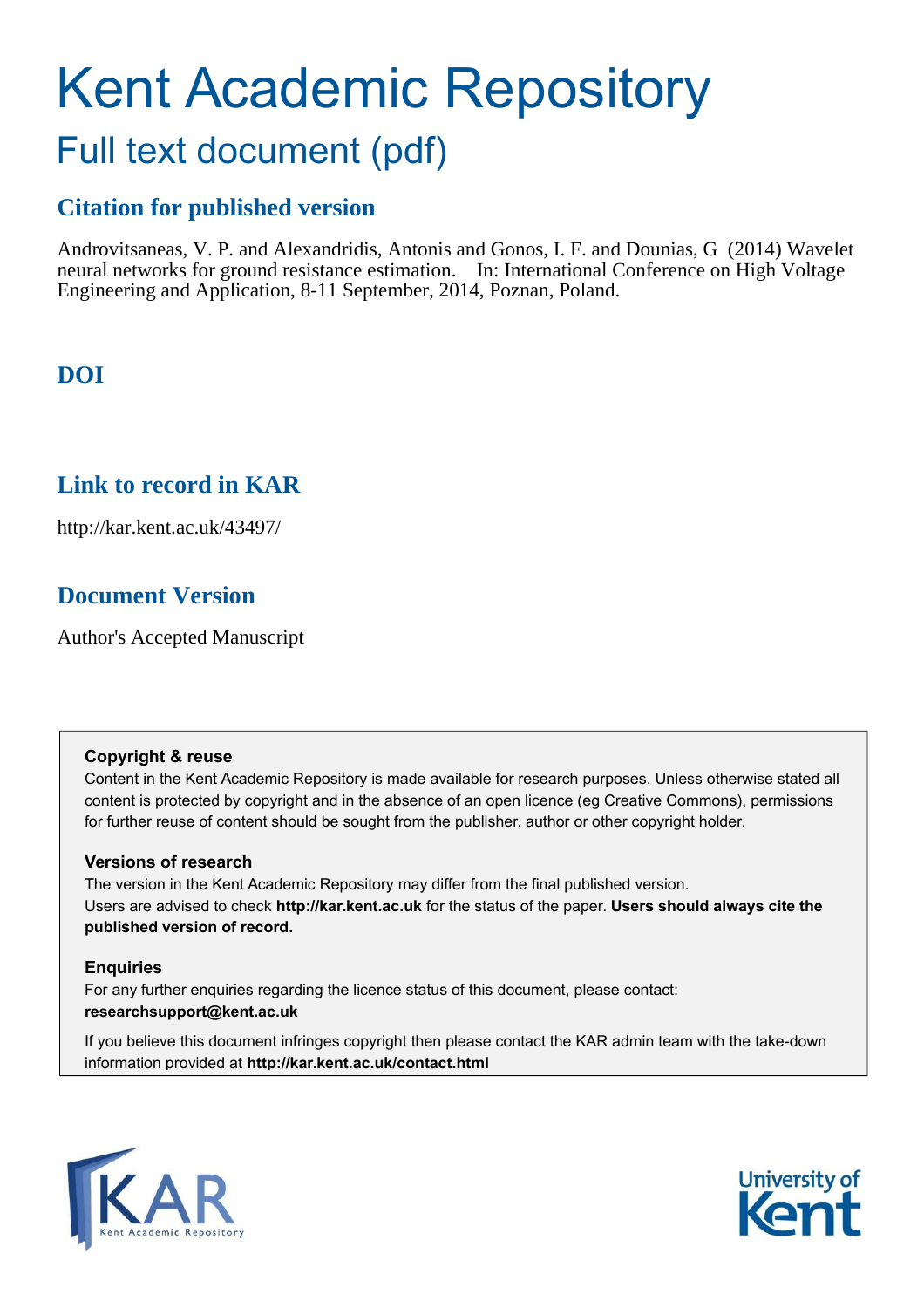# Kent Academic Repository

## Full text document (pdf)

### Citation for published version

Androvitsaneas, V. P. and Alexandridis, Antonis and Gonos, I. F. and Dounias, G (2014) Wavelet neural networks for ground resistance estimation. In: International Conference on High Voltage Engineering and Application, 8-11 September, 2014, Poznan, Poland.

### DOI

### Link to record in KAR

http://kar.kent.ac.uk/43497/

### Document Version

Author's Accepted Manuscript

**Copyright & reuse**

Content in the Kent Academic Repository is made available for research purposes. Unless otherwise stated all content is protected by copyright and in the absence of an open licence (eg Creative Commons), permissions for further reuse of content should be sought from the publisher, author or other copyright holder.

**Versions of research**

The version in the Kent Academic Repository may differ from the final published version. Users are advised to check **http://kar.kent.ac.uk** for the status of the paper. **Users should always cite the published version of record.**

**Enquiries**

For any further enquiries regarding the licence status of this document, please contact: **researchsupport@kent.ac.uk**

If you believe this document infringes copyright then please contact the KAR admin team with the take-down information provided at **http://kar.kent.ac.uk/contact.html**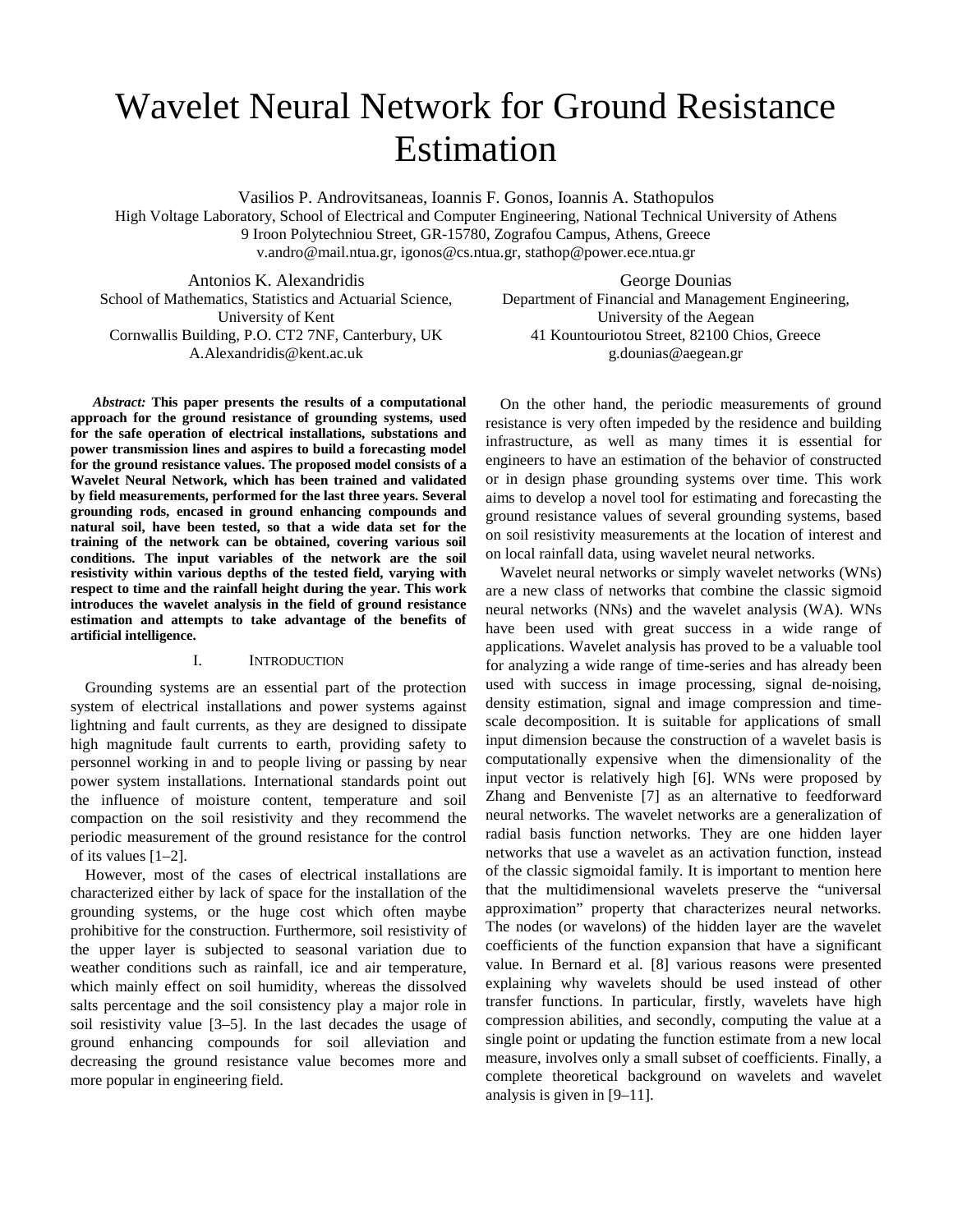# Wavelet Neural Network for Ground Resistance Estimation

Vasilios P. Androvitsaneas, Ioannis F. Gonos, Ioannis A. Stathopulos
High Voltage Laboratory, School of Electrical and Computer Engineering, National Technical University of Athens
9 Iroon Polytechniou Street, GR-15780, Zografou Campus, Athens, Greece
v.andro@mail.ntua.gr, igonos@cs.ntua.gr, stathop@power.ece.ntua.gr

Antonios K. Alexandridis
School of Mathematics, Statistics and Actuarial Science,
University of Kent
Cornwallis Building, P.O. CT2 7NF, Canterbury, UK
A.Alexandridis@kent.ac.uk

George Dounias
Department of Financial and Management Engineering,
University of the Aegean
41 Kountouriotou Street, 82100 Chios, Greece
g.dounias@aegean.gr

***Abstract:*** **This paper presents the results of a computational approach for the ground resistance of grounding systems, used for the safe operation of electrical installations, substations and power transmission lines and aspires to build a forecasting model for the ground resistance values. The proposed model consists of a Wavelet Neural Network, which has been trained and validated by field measurements, performed for the last three years. Several grounding rods, encased in ground enhancing compounds and natural soil, have been tested, so that a wide data set for the training of the network can be obtained, covering various soil conditions. The input variables of the network are the soil resistivity within various depths of the tested field, varying with respect to time and the rainfall height during the year. This work introduces the wavelet analysis in the field of ground resistance estimation and attempts to take advantage of the benefits of artificial intelligence.**

## I. Introduction

Grounding systems are an essential part of the protection system of electrical installations and power systems against lightning and fault currents, as they are designed to dissipate high magnitude fault currents to earth, providing safety to personnel working in and to people living or passing by near power system installations. International standards point out the influence of moisture content, temperature and soil compaction on the soil resistivity and they recommend the periodic measurement of the ground resistance for the control of its values [1–2].

However, most of the cases of electrical installations are characterized either by lack of space for the installation of the grounding systems, or the huge cost which often maybe prohibitive for the construction. Furthermore, soil resistivity of the upper layer is subjected to seasonal variation due to weather conditions such as rainfall, ice and air temperature, which mainly effect on soil humidity, whereas the dissolved salts percentage and the soil consistency play a major role in soil resistivity value [3–5]. In the last decades the usage of ground enhancing compounds for soil alleviation and decreasing the ground resistance value becomes more and more popular in engineering field.

On the other hand, the periodic measurements of ground resistance is very often impeded by the residence and building infrastructure, as well as many times it is essential for engineers to have an estimation of the behavior of constructed or in design phase grounding systems over time. This work aims to develop a novel tool for estimating and forecasting the ground resistance values of several grounding systems, based on soil resistivity measurements at the location of interest and on local rainfall data, using wavelet neural networks.

Wavelet neural networks or simply wavelet networks (WNs) are a new class of networks that combine the classic sigmoid neural networks (NNs) and the wavelet analysis (WA). WNs have been used with great success in a wide range of applications. Wavelet analysis has proved to be a valuable tool for analyzing a wide range of time-series and has already been used with success in image processing, signal de-noising, density estimation, signal and image compression and time-scale decomposition. It is suitable for applications of small input dimension because the construction of a wavelet basis is computationally expensive when the dimensionality of the input vector is relatively high [6]. WNs were proposed by Zhang and Benveniste [7] as an alternative to feedforward neural networks. The wavelet networks are a generalization of radial basis function networks. They are one hidden layer networks that use a wavelet as an activation function, instead of the classic sigmoidal family. It is important to mention here that the multidimensional wavelets preserve the "universal approximation" property that characterizes neural networks. The nodes (or wavelons) of the hidden layer are the wavelet coefficients of the function expansion that have a significant value. In Bernard et al. [8] various reasons were presented explaining why wavelets should be used instead of other transfer functions. In particular, firstly, wavelets have high compression abilities, and secondly, computing the value at a single point or updating the function estimate from a new local measure, involves only a small subset of coefficients. Finally, a complete theoretical background on wavelets and wavelet analysis is given in [9–11].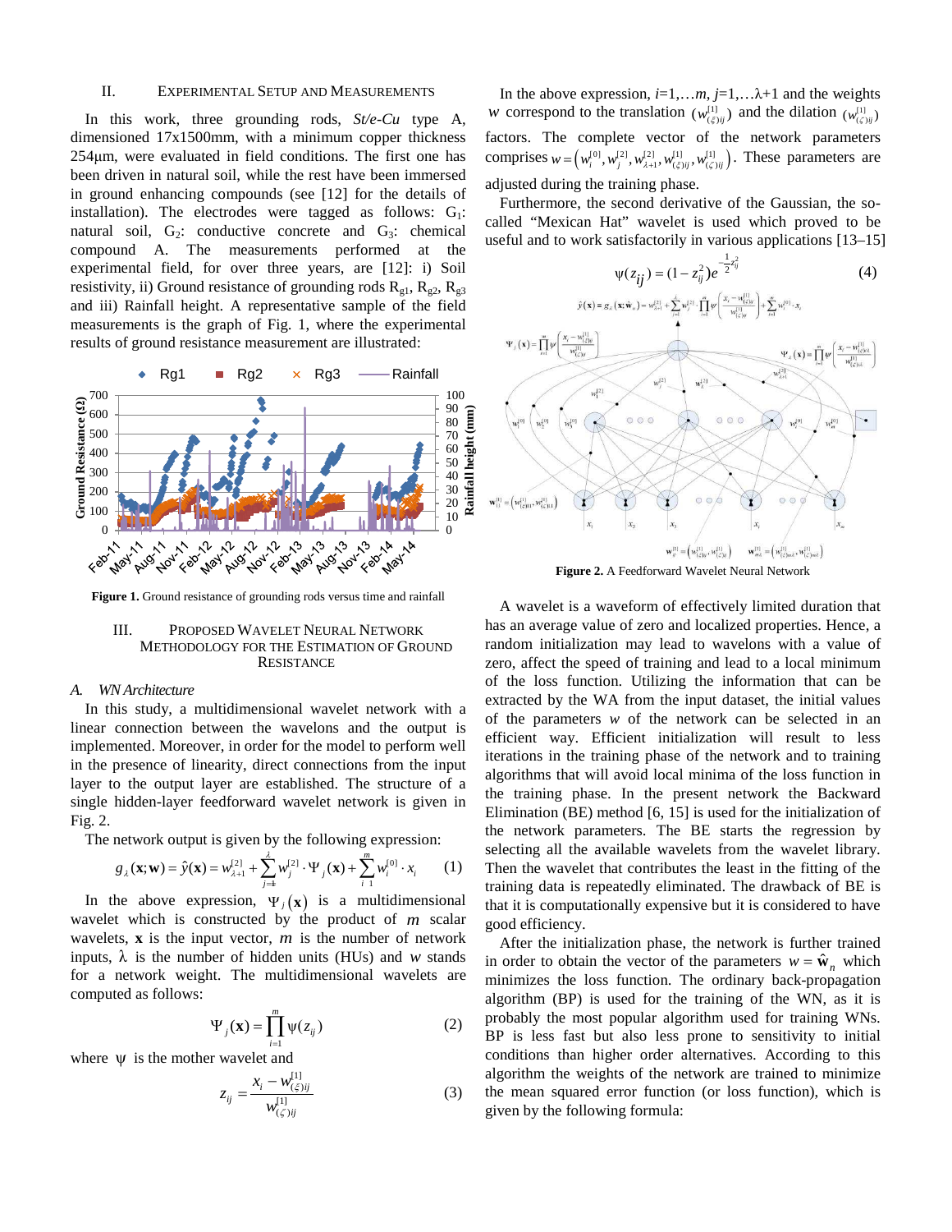## II. Experimental Setup and Measurements

In this work, three grounding rods, *St/e-Cu* type A, dimensioned 17x1500mm, with a minimum copper thickness 254μm, were evaluated in field conditions. The first one has been driven in natural soil, while the rest have been immersed in ground enhancing compounds (see [12] for the details of installation). The electrodes were tagged as follows: $G_1$: natural soil, $G_2$: conductive concrete and $G_3$: chemical compound A. The measurements performed at the experimental field, for over three years, are [12]: i) Soil resistivity, ii) Ground resistance of grounding rods $R_{g1}$, $R_{g2}$, $R_{g3}$ and iii) Rainfall height. A representative sample of the field measurements is the graph of Fig. 1, where the experimental results of ground resistance measurement are illustrated:

**Figure 1.** Ground resistance of grounding rods versus time and rainfall

## III. Proposed Wavelet Neural Network Methodology for the Estimation of Ground Resistance

### A. WN Architecture

In this study, a multidimensional wavelet network with a linear connection between the wavelons and the output is implemented. Moreover, in order for the model to perform well in the presence of linearity, direct connections from the input layer to the output layer are established. The structure of a single hidden-layer feedforward wavelet network is given in Fig. 2.

The network output is given by the following expression:

$$g_{\lambda}(\mathbf{x};\mathbf{w}) = \hat{y}(\mathbf{x}) = w_{\lambda+1}^{[2]} + \sum_{j=1}^{\lambda} w_j^{[2]} \cdot \Psi_j(\mathbf{x}) + \sum_{i=1}^{m} w_i^{[0]} \cdot x_i \tag{1}$$

In the above expression, $\Psi_j(\mathbf{x})$ is a multidimensional wavelet which is constructed by the product of $m$ scalar wavelets, $\mathbf{x}$ is the input vector, $m$ is the number of network inputs, $\lambda$ is the number of hidden units (HUs) and $w$ stands for a network weight. The multidimensional wavelets are computed as follows:

$$\Psi_j(\mathbf{x}) = \prod_{i=1}^{m} \psi(z_{ij}) \tag{2}$$

where $\psi$ is the mother wavelet and

$$z_{ij} = \frac{x_i - w_{(\xi)ij}^{[1]}}{w_{(\zeta)ij}^{[1]}} \tag{3}$$

In the above expression, $i=1,\ldots m$, $j=1,\ldots\lambda+1$ and the weights $w$ correspond to the translation $(w_{(\xi)ij}^{[1]})$ and the dilation $(w_{(\zeta)ij}^{[1]})$ factors. The complete vector of the network parameters comprises $w = \left(w_i^{[0]}, w_j^{[2]}, w_{\lambda+1}^{[2]}, w_{(\xi)ij}^{[1]}, w_{(\zeta)ij}^{[1]}\right)$. These parameters are adjusted during the training phase.

Furthermore, the second derivative of the Gaussian, the so-called "Mexican Hat" wavelet is used which proved to be useful and to work satisfactorily in various applications [13–15]

$$\psi(z_{ij}) = (1 - z_{ij}^2) e^{-\frac{1}{2} z_{ij}^2} \tag{4}$$

**Figure 2.** A Feedforward Wavelet Neural Network

A wavelet is a waveform of effectively limited duration that has an average value of zero and localized properties. Hence, a random initialization may lead to wavelons with a value of zero, affect the speed of training and lead to a local minimum of the loss function. Utilizing the information that can be extracted by the WA from the input dataset, the initial values of the parameters $w$ of the network can be selected in an efficient way. Efficient initialization will result to less iterations in the training phase of the network and to training algorithms that will avoid local minima of the loss function in the training phase. In the present network the Backward Elimination (BE) method [6, 15] is used for the initialization of the network parameters. The BE starts the regression by selecting all the available wavelets from the wavelet library. Then the wavelet that contributes the least in the fitting of the training data is repeatedly eliminated. The drawback of BE is that it is computationally expensive but it is considered to have good efficiency.

After the initialization phase, the network is further trained in order to obtain the vector of the parameters $w = \hat{\mathbf{w}}_n$ which minimizes the loss function. The ordinary back-propagation algorithm (BP) is used for the training of the WN, as it is probably the most popular algorithm used for training WNs. BP is less fast but also less prone to sensitivity to initial conditions than higher order alternatives. According to this algorithm the weights of the network are trained to minimize the mean squared error function (or loss function), which is given by the following formula: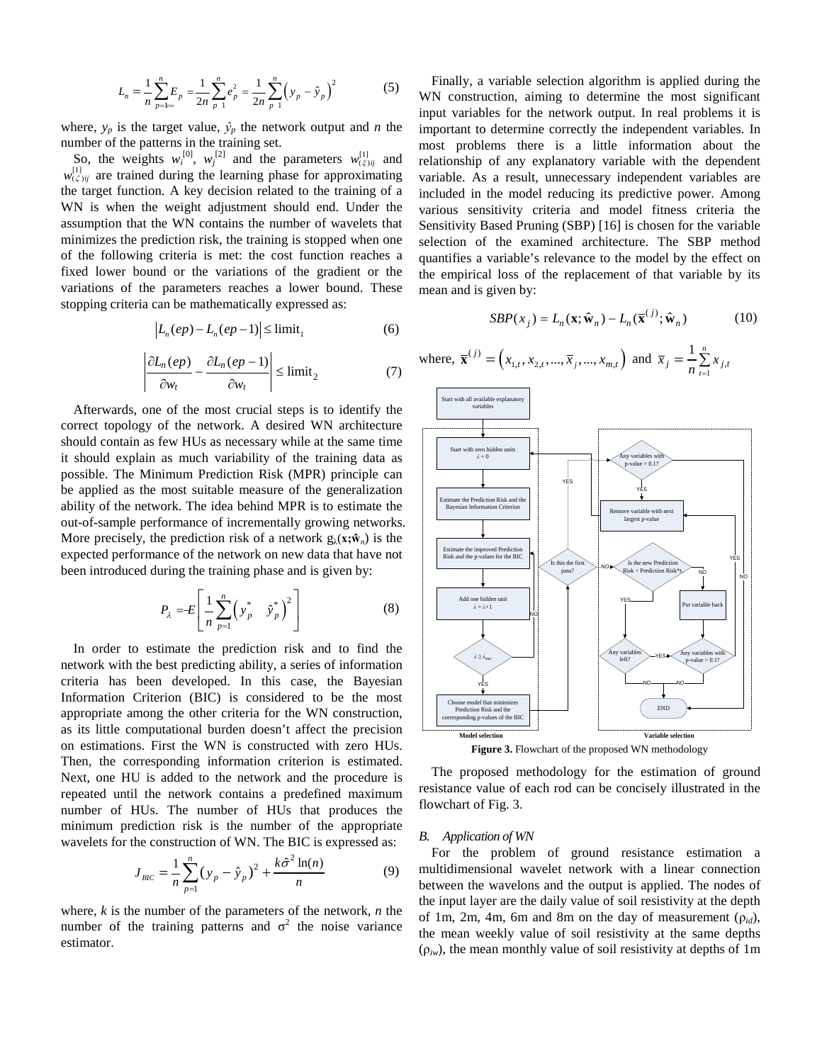$$L_n = \frac{1}{n}\sum_{p=1}^{n} E_p = \frac{1}{2n}\sum_{p=1}^{n} e_p^2 = \frac{1}{2n}\sum_{p=1}^{n}\left(y_p - \hat{y}_p\right)^2 \tag{5}$$

where, $y_p$ is the target value, $\hat{y}_p$ the network output and $n$ the number of the patterns in the training set.

So, the weights $w_i^{[0]}$, $w_j^{[2]}$ and the parameters $w_{(\xi)ij}^{[1]}$ and $w_{(\zeta)ij}^{[1]}$ are trained during the learning phase for approximating the target function. A key decision related to the training of a WN is when the weight adjustment should end. Under the assumption that the WN contains the number of wavelets that minimizes the prediction risk, the training is stopped when one of the following criteria is met: the cost function reaches a fixed lower bound or the variations of the gradient or the variations of the parameters reaches a lower bound. These stopping criteria can be mathematically expressed as:

$$\left|L_n(ep) - L_n(ep-1)\right| \leq \text{limit}_1 \tag{6}$$

$$\left|\frac{\partial L_n(ep)}{\partial w_t} - \frac{\partial L_n(ep-1)}{\partial w_t}\right| \leq \text{limit}_2 \tag{7}$$

Afterwards, one of the most crucial steps is to identify the correct topology of the network. A desired WN architecture should contain as few HUs as necessary while at the same time it should explain as much variability of the training data as possible. The Minimum Prediction Risk (MPR) principle can be applied as the most suitable measure of the generalization ability of the network. The idea behind MPR is to estimate the out-of-sample performance of incrementally growing networks. More precisely, the prediction risk of a network $g_\lambda(\mathbf{x};\hat{\mathbf{w}}_n)$ is the expected performance of the network on new data that have not been introduced during the training phase and is given by:

$$P_\lambda = E\left[\frac{1}{n}\sum_{p=1}^{n}\left(y_p^* - \hat{y}_p^*\right)^2\right] \tag{8}$$

In order to estimate the prediction risk and to find the network with the best predicting ability, a series of information criteria has been developed. In this case, the Bayesian Information Criterion (BIC) is considered to be the most appropriate among the other criteria for the WN construction, as its little computational burden doesn't affect the precision on estimations. First the WN is constructed with zero HUs. Then, the corresponding information criterion is estimated. Next, one HU is added to the network and the procedure is repeated until the network contains a predefined maximum number of HUs. The number of HUs that produces the minimum prediction risk is the number of the appropriate wavelets for the construction of WN. The BIC is expressed as:

$$J_{BIC} = \frac{1}{n}\sum_{p=1}^{n}\left(y_p - \hat{y}_p\right)^2 + \frac{k\hat{\sigma}^2 \ln(n)}{n} \tag{9}$$

where, $k$ is the number of the parameters of the network, $n$ the number of the training patterns and $\sigma^2$ the noise variance estimator.

Finally, a variable selection algorithm is applied during the WN construction, aiming to determine the most significant input variables for the network output. In real problems it is important to determine correctly the independent variables. In most problems there is a little information about the relationship of any explanatory variable with the dependent variable. As a result, unnecessary independent variables are included in the model reducing its predictive power. Among various sensitivity criteria and model fitness criteria the Sensitivity Based Pruning (SBP) [16] is chosen for the variable selection of the examined architecture. The SBP method quantifies a variable's relevance to the model by the effect on the empirical loss of the replacement of that variable by its mean and is given by:

$$SBP(x_j) = L_n(\mathbf{x};\hat{\mathbf{w}}_n) - L_n(\overline{\mathbf{x}}^{(j)};\hat{\mathbf{w}}_n) \tag{10}$$

where, $\overline{\mathbf{x}}^{(j)} = \left(x_{1,t}, x_{2,t}, ..., \overline{x}_j, ..., x_{m,t}\right)$ and $\overline{x}_j = \frac{1}{n}\sum_{t=1}^{n} x_{j,t}$

**Figure 3.** Flowchart of the proposed WN methodology

The proposed methodology for the estimation of ground resistance value of each rod can be concisely illustrated in the flowchart of Fig. 3.

### B. Application of WN

For the problem of ground resistance estimation a multidimensional wavelet network with a linear connection between the wavelons and the output is applied. The nodes of the input layer are the daily value of soil resistivity at the depth of 1m, 2m, 4m, 6m and 8m on the day of measurement ($\rho_{id}$), the mean weekly value of soil resistivity at the same depths ($\rho_{iw}$), the mean monthly value of soil resistivity at depths of 1m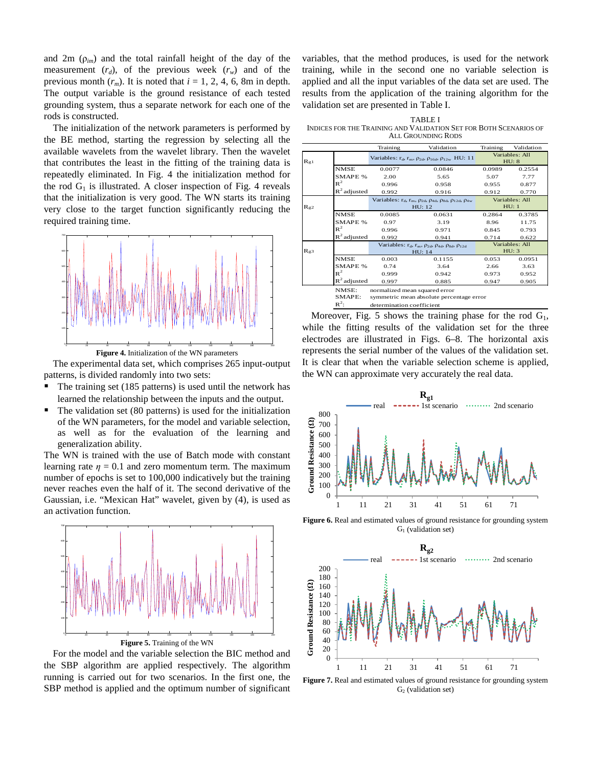and 2m ($\rho_{im}$) and the total rainfall height of the day of the measurement ($r_d$), of the previous week ($r_w$) and of the previous month ($r_m$). It is noted that $i$ = 1, 2, 4, 6, 8m in depth. The output variable is the ground resistance of each tested grounding system, thus a separate network for each one of the rods is constructed.

The initialization of the network parameters is performed by the BE method, starting the regression by selecting all the available wavelets from the wavelet library. Then the wavelet that contributes the least in the fitting of the training data is repeatedly eliminated. In Fig. 4 the initialization method for the rod $G_1$ is illustrated. A closer inspection of Fig. 4 reveals that the initialization is very good. The WN starts its training very close to the target function significantly reducing the required training time.

**Figure 4.** Initialization of the WN parameters

The experimental data set, which comprises 265 input-output patterns, is divided randomly into two sets:

- The training set (185 patterns) is used until the network has learned the relationship between the inputs and the output.
- The validation set (80 patterns) is used for the initialization of the WN parameters, for the model and variable selection, as well as for the evaluation of the learning and generalization ability.

The WN is trained with the use of Batch mode with constant learning rate $\eta$ = 0.1 and zero momentum term. The maximum number of epochs is set to 100,000 indicatively but the training never reaches even the half of it. The second derivative of the Gaussian, i.e. "Mexican Hat" wavelet, given by (4), is used as an activation function.

**Figure 5.** Training of the WN

For the model and the variable selection the BIC method and the SBP algorithm are applied respectively. The algorithm running is carried out for two scenarios. In the first one, the SBP method is applied and the optimum number of significant variables, that the method produces, is used for the network training, while in the second one no variable selection is applied and all the input variables of the data set are used. The results from the application of the training algorithm for the validation set are presented in Table I.

TABLE I
INDICES FOR THE TRAINING AND VALIDATION SET FOR BOTH SCENARIOS OF ALL GROUNDING RODS

| | | Training | Validation | Training | Validation |
|---|---|---|---|---|---|
| $R_{g1}$ | | Variables: $r_d$, $r_m$, $\rho_{2d}$, $\rho_{16d}$, $\rho_{12w}$ HU: 11 | | Variables: All HU: 8 | |
| | NMSE | 0.0077 | 0.0846 | 0.0989 | 0.2554 |
| | SMAPE % | 2.00 | 5.65 | 5.07 | 7.77 |
| | $R^2$ | 0.996 | 0.958 | 0.955 | 0.877 |
| | $R^2$ adjusted | 0.992 | 0.916 | 0.912 | 0.770 |
| $R_{g2}$ | | Variables: $r_d$, $r_m$, $\rho_{2d}$, $\rho_{4d}$, $\rho_{8d}$, $\rho_{12d}$, $\rho_{4w}$ HU: 12 | | Variables: All HU: 1 | |
| | NMSE | 0.0085 | 0.0631 | 0.2864 | 0.3785 |
| | SMAPE % | 0.97 | 3.19 | 8.96 | 11.75 |
| | $R^2$ | 0.996 | 0.971 | 0.845 | 0.793 |
| | $R^2$ adjusted | 0.992 | 0.941 | 0.714 | 0.622 |
| $R_{g3}$ | | Variables: $r_d$, $r_m$, $\rho_{2d}$, $\rho_{4d}$, $\rho_{8d}$, $\rho_{12d}$ HU: 14 | | Variables: All HU: 3 | |
| | NMSE | 0.003 | 0.1155 | 0.053 | 0.0951 |
| | SMAPE % | 0.74 | 3.64 | 2.66 | 3.63 |
| | $R^2$ | 0.999 | 0.942 | 0.973 | 0.952 |
| | $R^2$ adjusted | 0.997 | 0.885 | 0.947 | 0.905 |

NMSE: normalized mean squared error
SMAPE: symmetric mean absolute percentage error
$R^2$: determination coefficient

Moreover, Fig. 5 shows the training phase for the rod $G_1$, while the fitting results of the validation set for the three electrodes are illustrated in Figs. 6–8. The horizontal axis represents the serial number of the values of the validation set. It is clear that when the variable selection scheme is applied, the WN can approximate very accurately the real data.

**Figure 6.** Real and estimated values of ground resistance for grounding system $G_1$ (validation set)

**Figure 7.** Real and estimated values of ground resistance for grounding system $G_2$ (validation set)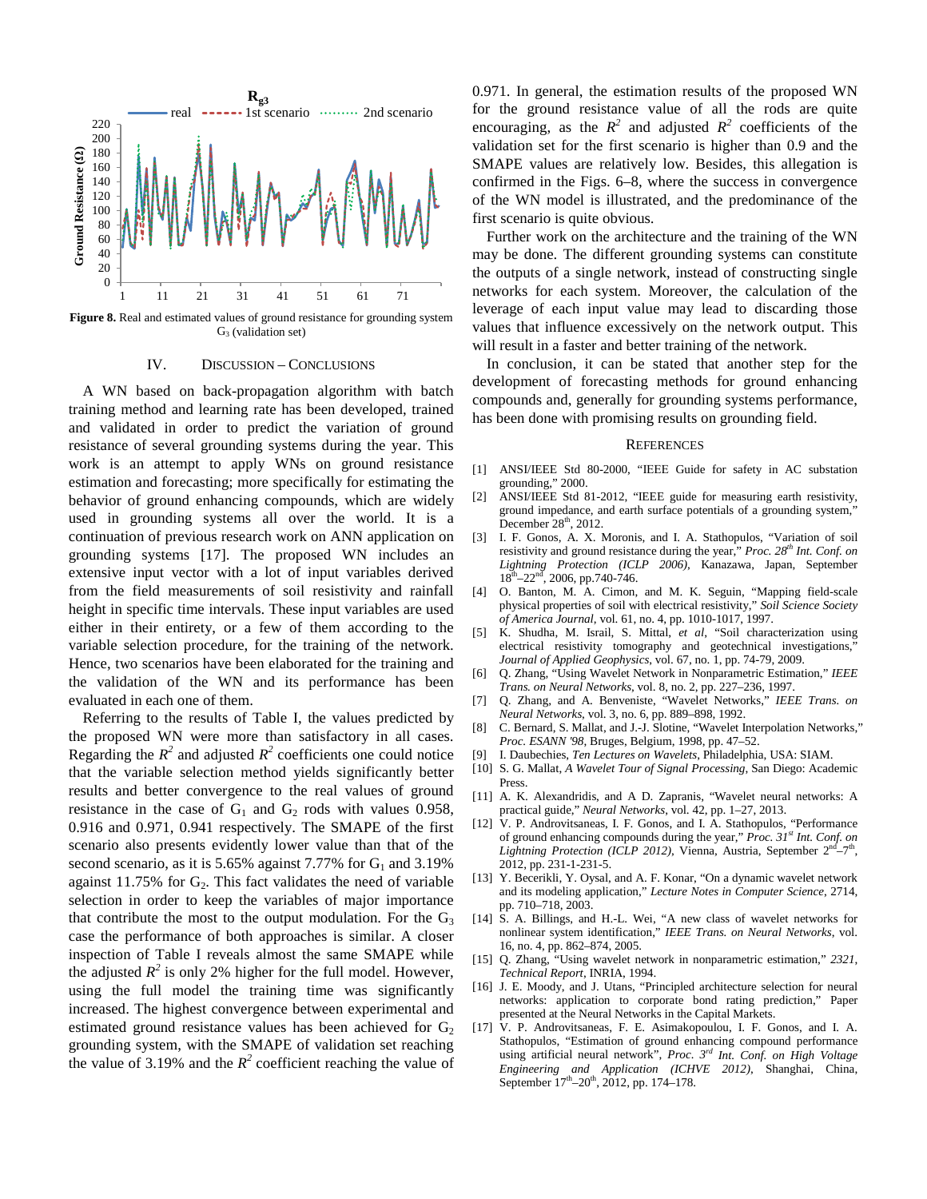$R_{g3}$

real 1st scenario 2nd scenario

Ground Resistance (Ω)

220
200
180
160
140
120
100
80
60
40
20
0

1 11 21 31 41 51 61 71

**Figure 8.** Real and estimated values of ground resistance for grounding system $G_3$ (validation set)

## IV. Discussion – Conclusions

A WN based on back-propagation algorithm with batch training method and learning rate has been developed, trained and validated in order to predict the variation of ground resistance of several grounding systems during the year. This work is an attempt to apply WNs on ground resistance estimation and forecasting; more specifically for estimating the behavior of ground enhancing compounds, which are widely used in grounding systems all over the world. It is a continuation of previous research work on ANN application on grounding systems [17]. The proposed WN includes an extensive input vector with a lot of input variables derived from the field measurements of soil resistivity and rainfall height in specific time intervals. These input variables are used either in their entirety, or a few of them according to the variable selection procedure, for the training of the network. Hence, two scenarios have been elaborated for the training and the validation of the WN and its performance has been evaluated in each one of them.

Referring to the results of Table I, the values predicted by the proposed WN were more than satisfactory in all cases. Regarding the $R^2$ and adjusted $R^2$ coefficients one could notice that the variable selection method yields significantly better results and better convergence to the real values of ground resistance in the case of $G_1$ and $G_2$ rods with values 0.958, 0.916 and 0.971, 0.941 respectively. The SMAPE of the first scenario also presents evidently lower value than that of the second scenario, as it is 5.65% against 7.77% for $G_1$ and 3.19% against 11.75% for $G_2$. This fact validates the need of variable selection in order to keep the variables of major importance that contribute the most to the output modulation. For the $G_3$ case the performance of both approaches is similar. A closer inspection of Table I reveals almost the same SMAPE while the adjusted $R^2$ is only 2% higher for the full model. However, using the full model the training time was significantly increased. The highest convergence between experimental and estimated ground resistance values has been achieved for $G_2$ grounding system, with the SMAPE of validation set reaching the value of 3.19% and the $R^2$ coefficient reaching the value of 0.971. In general, the estimation results of the proposed WN for the ground resistance value of all the rods are quite encouraging, as the $R^2$ and adjusted $R^2$ coefficients of the validation set for the first scenario is higher than 0.9 and the SMAPE values are relatively low. Besides, this allegation is confirmed in the Figs. 6–8, where the success in convergence of the WN model is illustrated, and the predominance of the first scenario is quite obvious.

Further work on the architecture and the training of the WN may be done. The different grounding systems can constitute the outputs of a single network, instead of constructing single networks for each system. Moreover, the calculation of the leverage of each input value may lead to discarding those values that influence excessively on the network output. This will result in a faster and better training of the network.

In conclusion, it can be stated that another step for the development of forecasting methods for ground enhancing compounds and, generally for grounding systems performance, has been done with promising results on grounding field.

## References

[1] ANSI/IEEE Std 80-2000, "IEEE Guide for safety in AC substation grounding," 2000.

[2] ANSI/IEEE Std 81-2012, "IEEE guide for measuring earth resistivity, ground impedance, and earth surface potentials of a grounding system," December 28th, 2012.

[3] I. F. Gonos, A. X. Moronis, and I. A. Stathopulos, "Variation of soil resistivity and ground resistance during the year," *Proc. 28th Int. Conf. on Lightning Protection (ICLP 2006)*, Kanazawa, Japan, September 18th–22nd, 2006, pp.740-746.

[4] O. Banton, M. A. Cimon, and M. K. Seguin, "Mapping field-scale physical properties of soil with electrical resistivity," *Soil Science Society of America Journal*, vol. 61, no. 4, pp. 1010-1017, 1997.

[5] K. Shudha, M. Israil, S. Mittal, *et al*, "Soil characterization using electrical resistivity tomography and geotechnical investigations," *Journal of Applied Geophysics*, vol. 67, no. 1, pp. 74-79, 2009.

[6] Q. Zhang, "Using Wavelet Network in Nonparametric Estimation," *IEEE Trans. on Neural Networks*, vol. 8, no. 2, pp. 227–236, 1997.

[7] Q. Zhang, and A. Benveniste, "Wavelet Networks," *IEEE Trans. on Neural Networks*, vol. 3, no. 6, pp. 889–898, 1992.

[8] C. Bernard, S. Mallat, and J.-J. Slotine, "Wavelet Interpolation Networks," *Proc. ESANN '98*, Bruges, Belgium, 1998, pp. 47–52.

[9] I. Daubechies, *Ten Lectures on Wavelets*, Philadelphia, USA: SIAM.

[10] S. G. Mallat, *A Wavelet Tour of Signal Processing*, San Diego: Academic Press.

[11] A. K. Alexandridis, and A D. Zapranis, "Wavelet neural networks: A practical guide," *Neural Networks*, vol. 42, pp. 1–27, 2013.

[12] V. P. Androvitsaneas, I. F. Gonos, and I. A. Stathopulos, "Performance of ground enhancing compounds during the year," *Proc. 31st Int. Conf. on Lightning Protection (ICLP 2012)*, Vienna, Austria, September 2nd–7th, 2012, pp. 231-1-231-5.

[13] Y. Becerikli, Y. Oysal, and A. F. Konar, "On a dynamic wavelet network and its modeling application," *Lecture Notes in Computer Science*, 2714, pp. 710–718, 2003.

[14] S. A. Billings, and H.-L. Wei, "A new class of wavelet networks for nonlinear system identification," *IEEE Trans. on Neural Networks*, vol. 16, no. 4, pp. 862–874, 2005.

[15] Q. Zhang, "Using wavelet network in nonparametric estimation," *2321, Technical Report*, INRIA, 1994.

[16] J. E. Moody, and J. Utans, "Principled architecture selection for neural networks: application to corporate bond rating prediction," Paper presented at the Neural Networks in the Capital Markets.

[17] V. P. Androvitsaneas, F. E. Asimakopoulou, I. F. Gonos, and I. A. Stathopulos, "Estimation of ground enhancing compound performance using artificial neural network", *Proc. 3rd Int. Conf. on High Voltage Engineering and Application (ICHVE 2012)*, Shanghai, China, September 17th–20th, 2012, pp. 174–178.